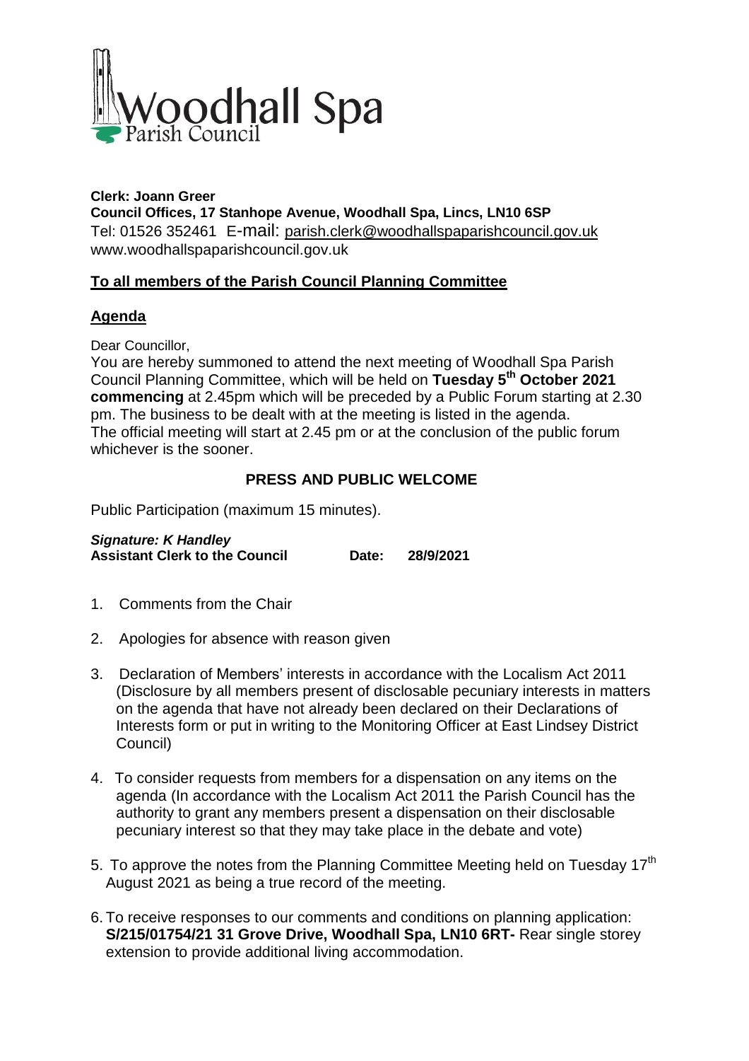# Woodhall Spa Parish Council

**Clerk: Joann Greer**
**Council Offices, 17 Stanhope Avenue, Woodhall Spa, Lincs, LN10 6SP**
Tel: 01526 352461 E-mail: parish.clerk@woodhallspaparishcouncil.gov.uk
www.woodhallspaparishcouncil.gov.uk

## To all members of the Parish Council Planning Committee

## Agenda

Dear Councillor,
You are hereby summoned to attend the next meeting of Woodhall Spa Parish Council Planning Committee, which will be held on **Tuesday 5th October 2021 commencing** at 2.45pm which will be preceded by a Public Forum starting at 2.30 pm. The business to be dealt with at the meeting is listed in the agenda.
The official meeting will start at 2.45 pm or at the conclusion of the public forum whichever is the sooner.

**PRESS AND PUBLIC WELCOME**

Public Participation (maximum 15 minutes).

***Signature: K Handley***
**Assistant Clerk to the Council Date: 28/9/2021**

1. Comments from the Chair
2. Apologies for absence with reason given
3. Declaration of Members' interests in accordance with the Localism Act 2011 (Disclosure by all members present of disclosable pecuniary interests in matters on the agenda that have not already been declared on their Declarations of Interests form or put in writing to the Monitoring Officer at East Lindsey District Council)
4. To consider requests from members for a dispensation on any items on the agenda (In accordance with the Localism Act 2011 the Parish Council has the authority to grant any members present a dispensation on their disclosable pecuniary interest so that they may take place in the debate and vote)
5. To approve the notes from the Planning Committee Meeting held on Tuesday 17th August 2021 as being a true record of the meeting.
6. To receive responses to our comments and conditions on planning application: **S/215/01754/21 31 Grove Drive, Woodhall Spa, LN10 6RT-** Rear single storey extension to provide additional living accommodation.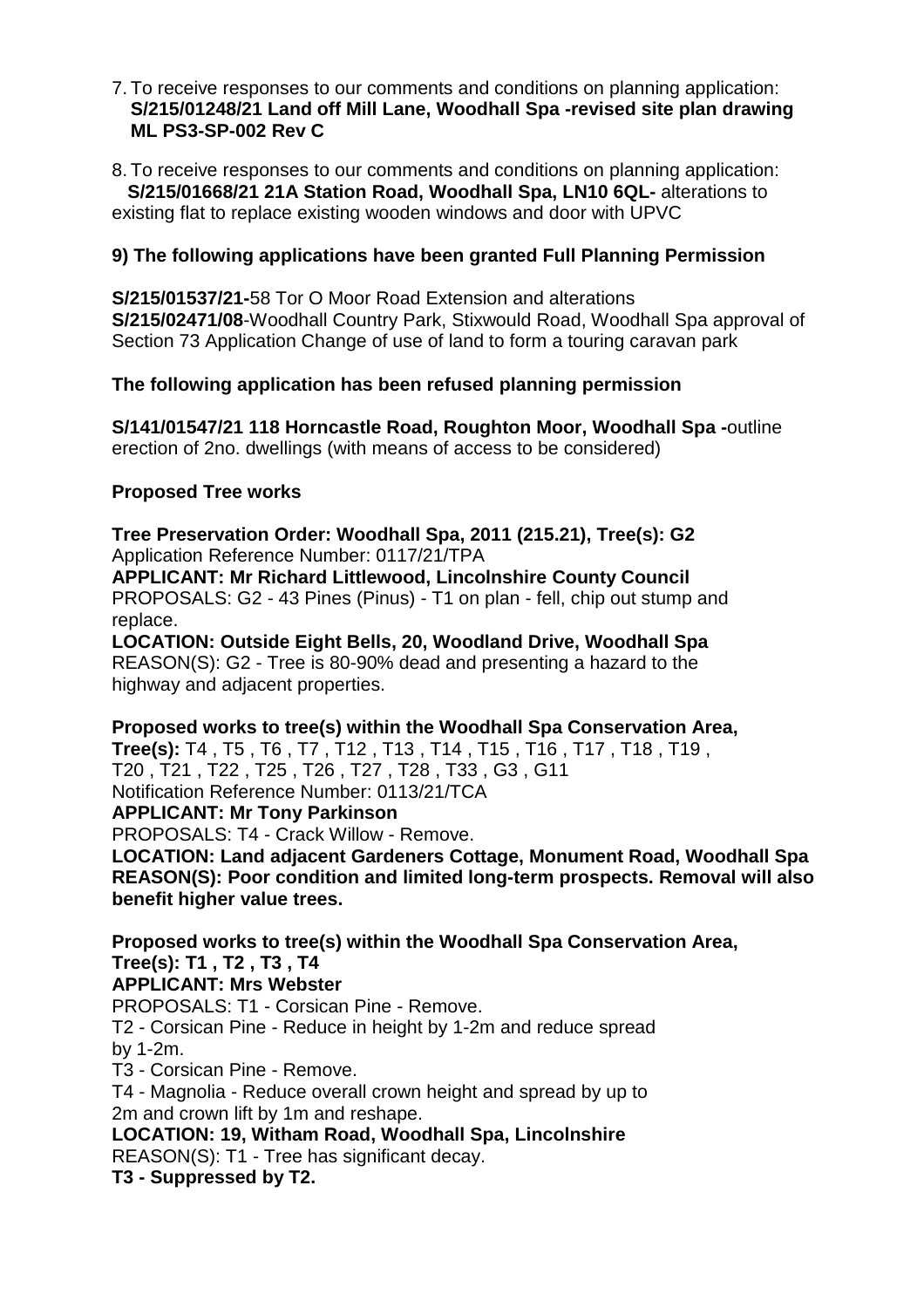7. To receive responses to our comments and conditions on planning application: **S/215/01248/21 Land off Mill Lane, Woodhall Spa -revised site plan drawing ML PS3-SP-002 Rev C**

8. To receive responses to our comments and conditions on planning application: **S/215/01668/21 21A Station Road, Woodhall Spa, LN10 6QL-** alterations to existing flat to replace existing wooden windows and door with UPVC

**9) The following applications have been granted Full Planning Permission**

**S/215/01537/21-**58 Tor O Moor Road Extension and alterations
**S/215/02471/08**-Woodhall Country Park, Stixwould Road, Woodhall Spa approval of Section 73 Application Change of use of land to form a touring caravan park

**The following application has been refused planning permission**

**S/141/01547/21 118 Horncastle Road, Roughton Moor, Woodhall Spa -**outline erection of 2no. dwellings (with means of access to be considered)

**Proposed Tree works**

**Tree Preservation Order: Woodhall Spa, 2011 (215.21), Tree(s): G2**
Application Reference Number: 0117/21/TPA
**APPLICANT: Mr Richard Littlewood, Lincolnshire County Council**
PROPOSALS: G2 - 43 Pines (Pinus) - T1 on plan - fell, chip out stump and replace.
**LOCATION: Outside Eight Bells, 20, Woodland Drive, Woodhall Spa**
REASON(S): G2 - Tree is 80-90% dead and presenting a hazard to the highway and adjacent properties.

**Proposed works to tree(s) within the Woodhall Spa Conservation Area, Tree(s):** T4 , T5 , T6 , T7 , T12 , T13 , T14 , T15 , T16 , T17 , T18 , T19 , T20 , T21 , T22 , T25 , T26 , T27 , T28 , T33 , G3 , G11
Notification Reference Number: 0113/21/TCA
**APPLICANT: Mr Tony Parkinson**
PROPOSALS: T4 - Crack Willow - Remove.
**LOCATION: Land adjacent Gardeners Cottage, Monument Road, Woodhall Spa**
**REASON(S): Poor condition and limited long-term prospects. Removal will also benefit higher value trees.**

**Proposed works to tree(s) within the Woodhall Spa Conservation Area, Tree(s): T1 , T2 , T3 , T4**
**APPLICANT: Mrs Webster**
PROPOSALS: T1 - Corsican Pine - Remove.
T2 - Corsican Pine - Reduce in height by 1-2m and reduce spread by 1-2m.
T3 - Corsican Pine - Remove.
T4 - Magnolia - Reduce overall crown height and spread by up to 2m and crown lift by 1m and reshape.
**LOCATION: 19, Witham Road, Woodhall Spa, Lincolnshire**
REASON(S): T1 - Tree has significant decay.
**T3 - Suppressed by T2.**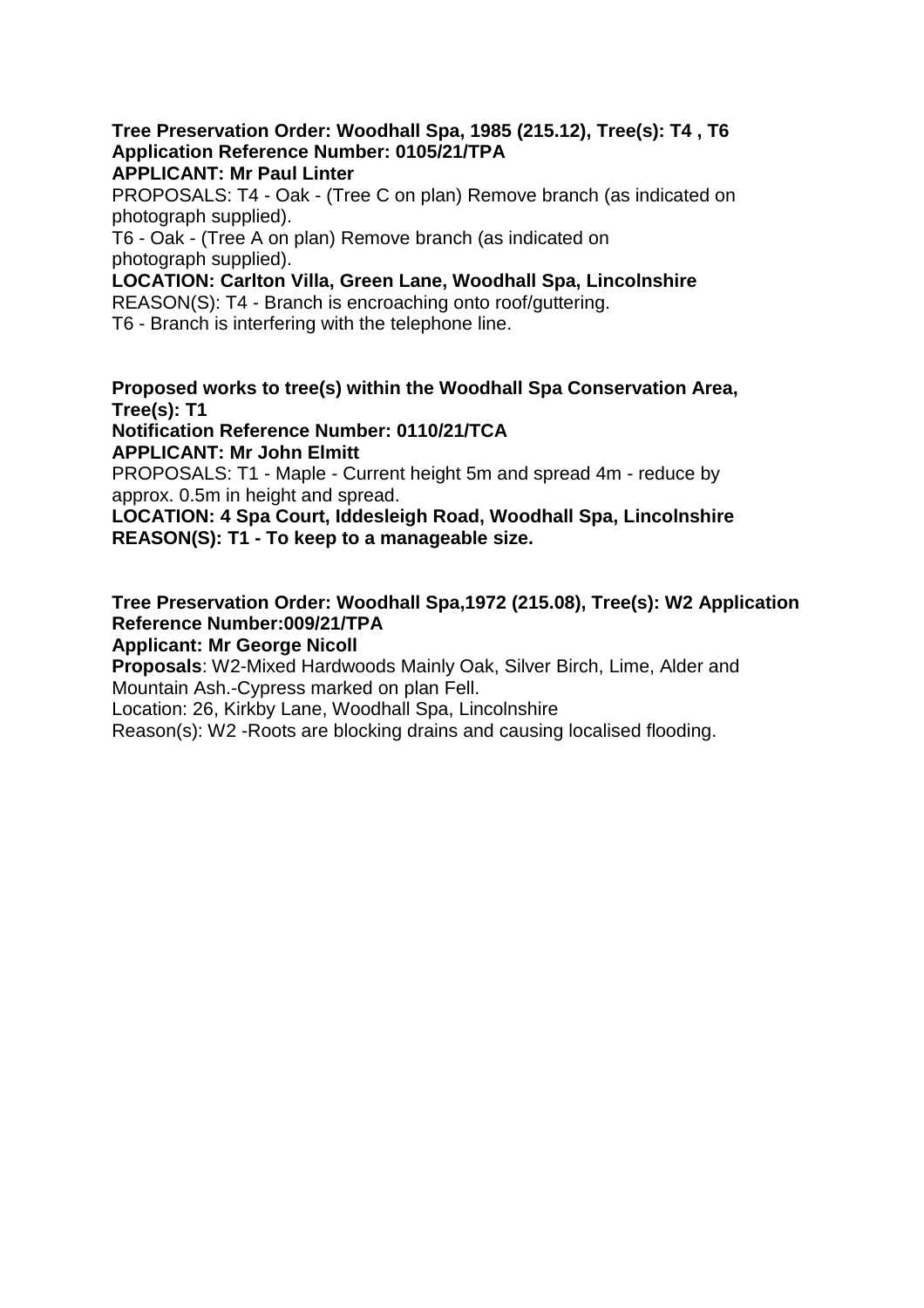**Tree Preservation Order: Woodhall Spa, 1985 (215.12), Tree(s): T4 , T6**
**Application Reference Number: 0105/21/TPA**
**APPLICANT: Mr Paul Linter**
PROPOSALS: T4 - Oak - (Tree C on plan) Remove branch (as indicated on photograph supplied).
T6 - Oak - (Tree A on plan) Remove branch (as indicated on photograph supplied).
**LOCATION: Carlton Villa, Green Lane, Woodhall Spa, Lincolnshire**
REASON(S): T4 - Branch is encroaching onto roof/guttering.
T6 - Branch is interfering with the telephone line.

**Proposed works to tree(s) within the Woodhall Spa Conservation Area, Tree(s): T1**
**Notification Reference Number: 0110/21/TCA**
**APPLICANT: Mr John Elmitt**
PROPOSALS: T1 - Maple - Current height 5m and spread 4m - reduce by approx. 0.5m in height and spread.
**LOCATION: 4 Spa Court, Iddesleigh Road, Woodhall Spa, Lincolnshire**
**REASON(S): T1 - To keep to a manageable size.**

**Tree Preservation Order: Woodhall Spa,1972 (215.08), Tree(s): W2 Application Reference Number:009/21/TPA**
**Applicant: Mr George Nicoll**
**Proposals**: W2-Mixed Hardwoods Mainly Oak, Silver Birch, Lime, Alder and Mountain Ash.-Cypress marked on plan Fell.
Location: 26, Kirkby Lane, Woodhall Spa, Lincolnshire
Reason(s): W2 -Roots are blocking drains and causing localised flooding.